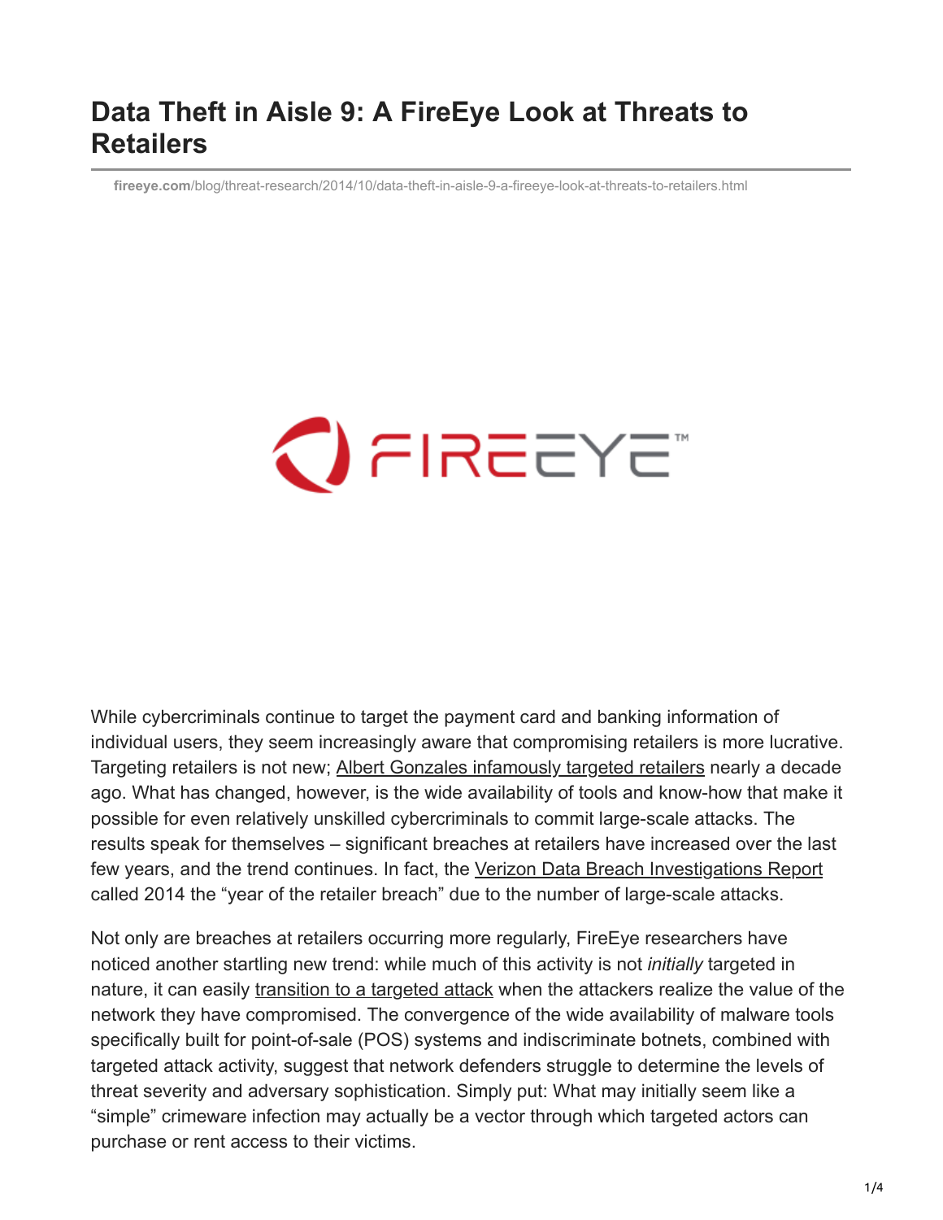# Data Theft in Aisle 9: A FireEye Look at Threats to Retailers

fireeye.com/blog/threat-research/2014/10/data-theft-in-aisle-9-a-fireeye-look-at-threats-to-retailers.html

While cybercriminals continue to target the payment card and banking information of individual users, they seem increasingly aware that compromising retailers is more lucrative. Targeting retailers is not new; Albert Gonzales infamously targeted retailers nearly a decade ago. What has changed, however, is the wide availability of tools and know-how that make it possible for even relatively unskilled cybercriminals to commit large-scale attacks. The results speak for themselves – significant breaches at retailers have increased over the last few years, and the trend continues. In fact, the Verizon Data Breach Investigations Report called 2014 the "year of the retailer breach" due to the number of large-scale attacks.

Not only are breaches at retailers occurring more regularly, FireEye researchers have noticed another startling new trend: while much of this activity is not *initially* targeted in nature, it can easily transition to a targeted attack when the attackers realize the value of the network they have compromised. The convergence of the wide availability of malware tools specifically built for point-of-sale (POS) systems and indiscriminate botnets, combined with targeted attack activity, suggest that network defenders struggle to determine the levels of threat severity and adversary sophistication. Simply put: What may initially seem like a "simple" crimeware infection may actually be a vector through which targeted actors can purchase or rent access to their victims.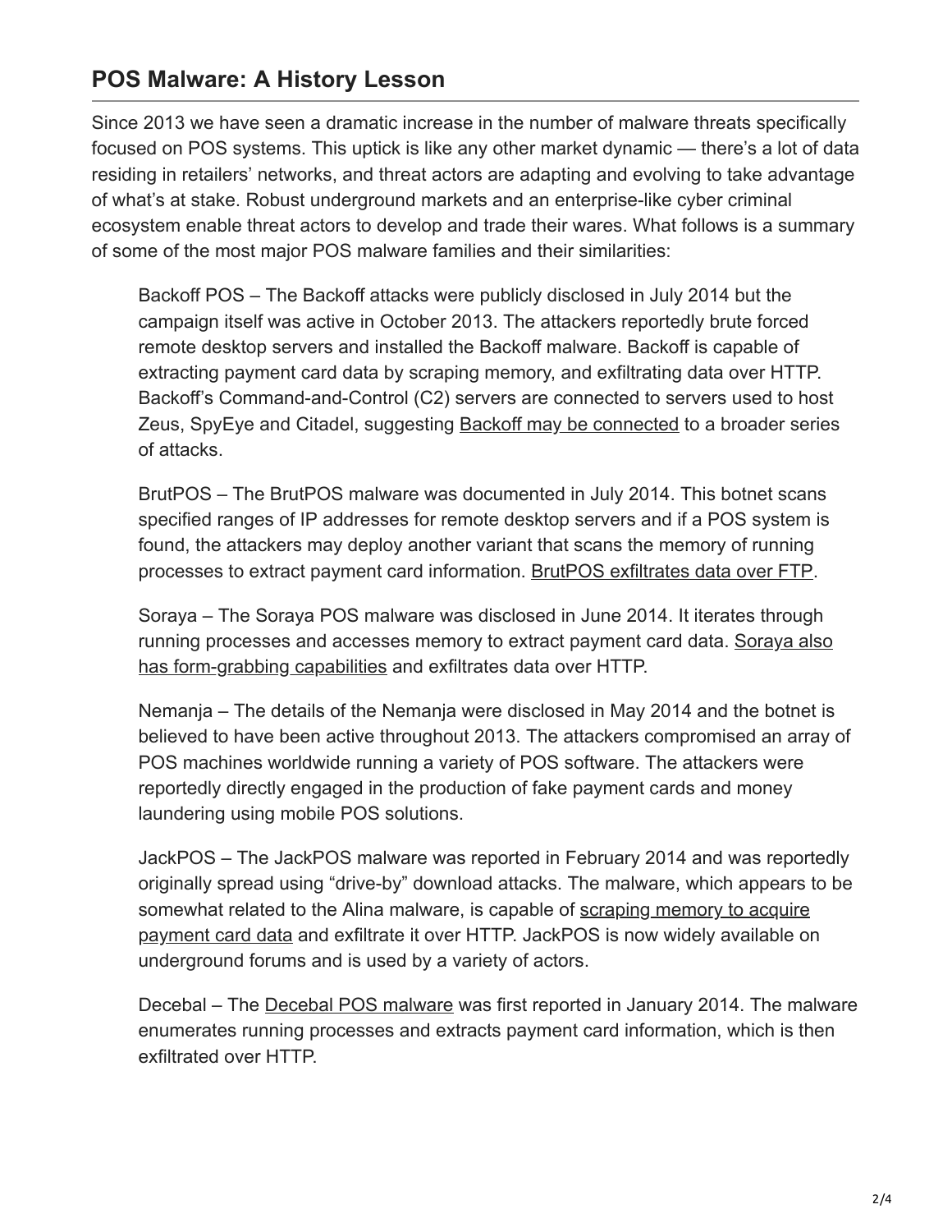## POS Malware: A History Lesson

Since 2013 we have seen a dramatic increase in the number of malware threats specifically focused on POS systems. This uptick is like any other market dynamic — there's a lot of data residing in retailers' networks, and threat actors are adapting and evolving to take advantage of what's at stake. Robust underground markets and an enterprise-like cyber criminal ecosystem enable threat actors to develop and trade their wares. What follows is a summary of some of the most major POS malware families and their similarities:

> Backoff POS – The Backoff attacks were publicly disclosed in July 2014 but the campaign itself was active in October 2013. The attackers reportedly brute forced remote desktop servers and installed the Backoff malware. Backoff is capable of extracting payment card data by scraping memory, and exfiltrating data over HTTP. Backoff's Command-and-Control (C2) servers are connected to servers used to host Zeus, SpyEye and Citadel, suggesting Backoff may be connected to a broader series of attacks.
>
> BrutPOS – The BrutPOS malware was documented in July 2014. This botnet scans specified ranges of IP addresses for remote desktop servers and if a POS system is found, the attackers may deploy another variant that scans the memory of running processes to extract payment card information. BrutPOS exfiltrates data over FTP.
>
> Soraya – The Soraya POS malware was disclosed in June 2014. It iterates through running processes and accesses memory to extract payment card data. Soraya also has form-grabbing capabilities and exfiltrates data over HTTP.
>
> Nemanja – The details of the Nemanja were disclosed in May 2014 and the botnet is believed to have been active throughout 2013. The attackers compromised an array of POS machines worldwide running a variety of POS software. The attackers were reportedly directly engaged in the production of fake payment cards and money laundering using mobile POS solutions.
>
> JackPOS – The JackPOS malware was reported in February 2014 and was reportedly originally spread using "drive-by" download attacks. The malware, which appears to be somewhat related to the Alina malware, is capable of scraping memory to acquire payment card data and exfiltrate it over HTTP. JackPOS is now widely available on underground forums and is used by a variety of actors.
>
> Decebal – The Decebal POS malware was first reported in January 2014. The malware enumerates running processes and extracts payment card information, which is then exfiltrated over HTTP.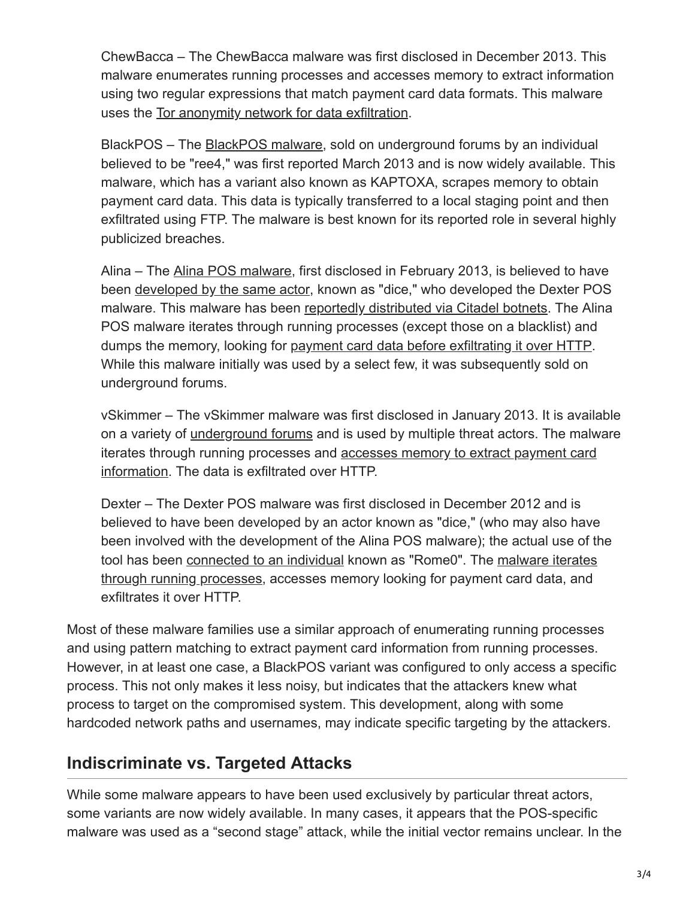ChewBacca – The ChewBacca malware was first disclosed in December 2013. This malware enumerates running processes and accesses memory to extract information using two regular expressions that match payment card data formats. This malware uses the Tor anonymity network for data exfiltration.

BlackPOS – The BlackPOS malware, sold on underground forums by an individual believed to be "ree4," was first reported March 2013 and is now widely available. This malware, which has a variant also known as KAPTOXA, scrapes memory to obtain payment card data. This data is typically transferred to a local staging point and then exfiltrated using FTP. The malware is best known for its reported role in several highly publicized breaches.

Alina – The Alina POS malware, first disclosed in February 2013, is believed to have been developed by the same actor, known as "dice," who developed the Dexter POS malware. This malware has been reportedly distributed via Citadel botnets. The Alina POS malware iterates through running processes (except those on a blacklist) and dumps the memory, looking for payment card data before exfiltrating it over HTTP. While this malware initially was used by a select few, it was subsequently sold on underground forums.

vSkimmer – The vSkimmer malware was first disclosed in January 2013. It is available on a variety of underground forums and is used by multiple threat actors. The malware iterates through running processes and accesses memory to extract payment card information. The data is exfiltrated over HTTP.

Dexter – The Dexter POS malware was first disclosed in December 2012 and is believed to have been developed by an actor known as "dice," (who may also have been involved with the development of the Alina POS malware); the actual use of the tool has been connected to an individual known as "Rome0". The malware iterates through running processes, accesses memory looking for payment card data, and exfiltrates it over HTTP.

Most of these malware families use a similar approach of enumerating running processes and using pattern matching to extract payment card information from running processes. However, in at least one case, a BlackPOS variant was configured to only access a specific process. This not only makes it less noisy, but indicates that the attackers knew what process to target on the compromised system. This development, along with some hardcoded network paths and usernames, may indicate specific targeting by the attackers.

## Indiscriminate vs. Targeted Attacks

While some malware appears to have been used exclusively by particular threat actors, some variants are now widely available. In many cases, it appears that the POS-specific malware was used as a "second stage" attack, while the initial vector remains unclear. In the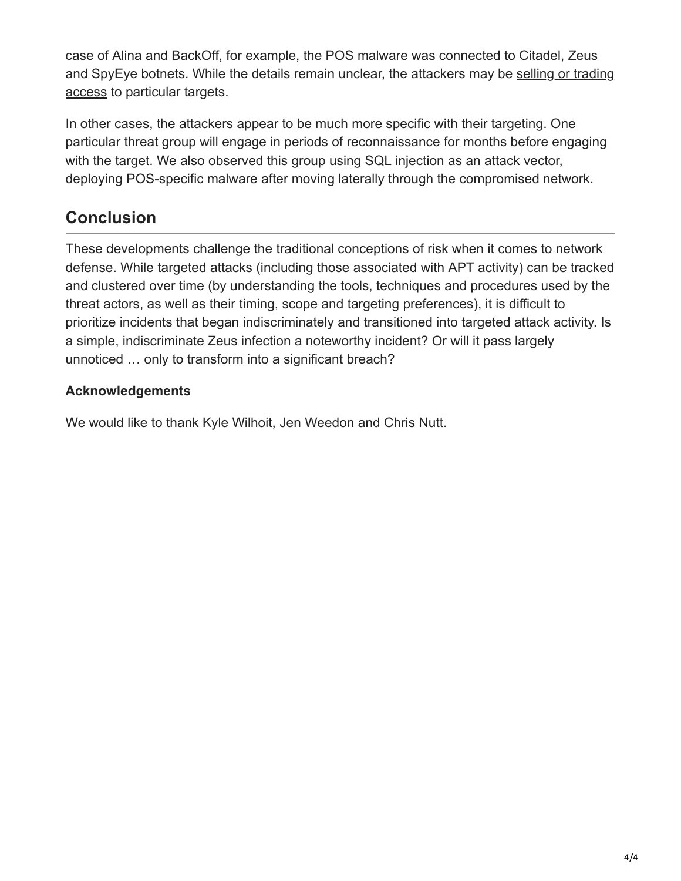case of Alina and BackOff, for example, the POS malware was connected to Citadel, Zeus and SpyEye botnets. While the details remain unclear, the attackers may be selling or trading access to particular targets.

In other cases, the attackers appear to be much more specific with their targeting. One particular threat group will engage in periods of reconnaissance for months before engaging with the target. We also observed this group using SQL injection as an attack vector, deploying POS-specific malware after moving laterally through the compromised network.

## Conclusion

These developments challenge the traditional conceptions of risk when it comes to network defense. While targeted attacks (including those associated with APT activity) can be tracked and clustered over time (by understanding the tools, techniques and procedures used by the threat actors, as well as their timing, scope and targeting preferences), it is difficult to prioritize incidents that began indiscriminately and transitioned into targeted attack activity. Is a simple, indiscriminate Zeus infection a noteworthy incident? Or will it pass largely unnoticed … only to transform into a significant breach?

**Acknowledgements**

We would like to thank Kyle Wilhoit, Jen Weedon and Chris Nutt.